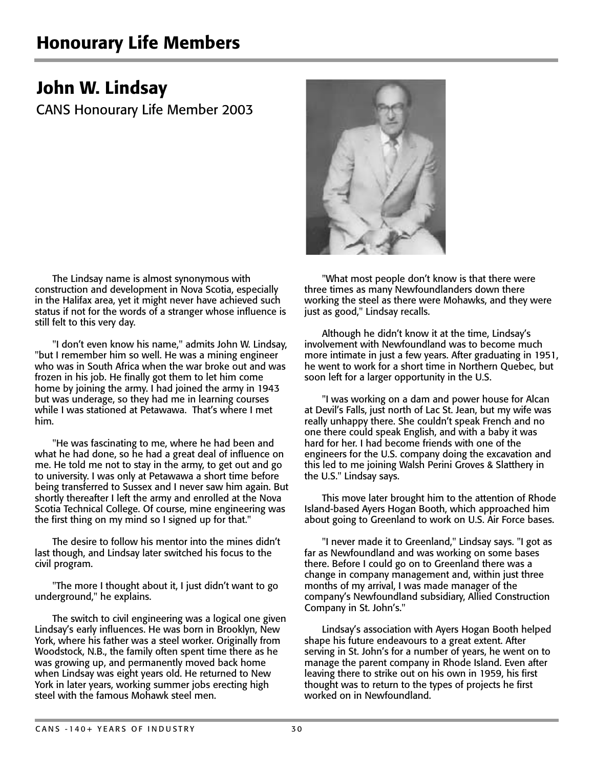# Honourary Life Members

## John W. Lindsay

CANS Honourary Life Member 2003

The Lindsay name is almost synonymous with construction and development in Nova Scotia, especially in the Halifax area, yet it might never have achieved such status if not for the words of a stranger whose influence is still felt to this very day.

"I don't even know his name," admits John W. Lindsay, "but I remember him so well. He was a mining engineer who was in South Africa when the war broke out and was frozen in his job. He finally got them to let him come home by joining the army. I had joined the army in 1943 but was underage, so they had me in learning courses while I was stationed at Petawawa. That's where I met him.

"He was fascinating to me, where he had been and what he had done, so he had a great deal of influence on me. He told me not to stay in the army, to get out and go to university. I was only at Petawawa a short time before being transferred to Sussex and I never saw him again. But shortly thereafter I left the army and enrolled at the Nova Scotia Technical College. Of course, mine engineering was the first thing on my mind so I signed up for that."

The desire to follow his mentor into the mines didn't last though, and Lindsay later switched his focus to the civil program.

"The more I thought about it, I just didn't want to go underground," he explains.

The switch to civil engineering was a logical one given Lindsay's early influences. He was born in Brooklyn, New York, where his father was a steel worker. Originally from Woodstock, N.B., the family often spent time there as he was growing up, and permanently moved back home when Lindsay was eight years old. He returned to New York in later years, working summer jobs erecting high steel with the famous Mohawk steel men.

"What most people don't know is that there were three times as many Newfoundlanders down there working the steel as there were Mohawks, and they were just as good," Lindsay recalls.

Although he didn't know it at the time, Lindsay's involvement with Newfoundland was to become much more intimate in just a few years. After graduating in 1951, he went to work for a short time in Northern Quebec, but soon left for a larger opportunity in the U.S.

"I was working on a dam and power house for Alcan at Devil's Falls, just north of Lac St. Jean, but my wife was really unhappy there. She couldn't speak French and no one there could speak English, and with a baby it was hard for her. I had become friends with one of the engineers for the U.S. company doing the excavation and this led to me joining Walsh Perini Groves & Slatthery in the U.S." Lindsay says.

This move later brought him to the attention of Rhode Island-based Ayers Hogan Booth, which approached him about going to Greenland to work on U.S. Air Force bases.

"I never made it to Greenland," Lindsay says. "I got as far as Newfoundland and was working on some bases there. Before I could go on to Greenland there was a change in company management and, within just three months of my arrival, I was made manager of the company's Newfoundland subsidiary, Allied Construction Company in St. John's."

Lindsay's association with Ayers Hogan Booth helped shape his future endeavours to a great extent. After serving in St. John's for a number of years, he went on to manage the parent company in Rhode Island. Even after leaving there to strike out on his own in 1959, his first thought was to return to the types of projects he first worked on in Newfoundland.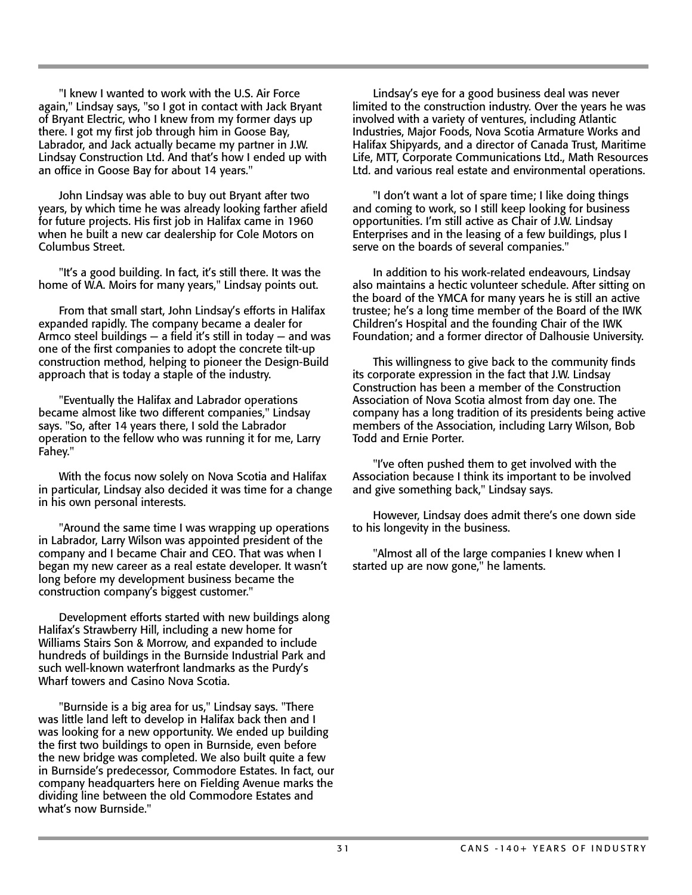"I knew I wanted to work with the U.S. Air Force again," Lindsay says, "so I got in contact with Jack Bryant of Bryant Electric, who I knew from my former days up there. I got my first job through him in Goose Bay, Labrador, and Jack actually became my partner in J.W. Lindsay Construction Ltd. And that's how I ended up with an office in Goose Bay for about 14 years."

John Lindsay was able to buy out Bryant after two years, by which time he was already looking farther afield for future projects. His first job in Halifax came in 1960 when he built a new car dealership for Cole Motors on Columbus Street.

"It's a good building. In fact, it's still there. It was the home of W.A. Moirs for many years," Lindsay points out.

From that small start, John Lindsay's efforts in Halifax expanded rapidly. The company became a dealer for Armco steel buildings — a field it's still in today — and was one of the first companies to adopt the concrete tilt-up construction method, helping to pioneer the Design-Build approach that is today a staple of the industry.

"Eventually the Halifax and Labrador operations became almost like two different companies," Lindsay says. "So, after 14 years there, I sold the Labrador operation to the fellow who was running it for me, Larry Fahey."

With the focus now solely on Nova Scotia and Halifax in particular, Lindsay also decided it was time for a change in his own personal interests.

"Around the same time I was wrapping up operations in Labrador, Larry Wilson was appointed president of the company and I became Chair and CEO. That was when I began my new career as a real estate developer. It wasn't long before my development business became the construction company's biggest customer."

Development efforts started with new buildings along Halifax's Strawberry Hill, including a new home for Williams Stairs Son & Morrow, and expanded to include hundreds of buildings in the Burnside Industrial Park and such well-known waterfront landmarks as the Purdy's Wharf towers and Casino Nova Scotia.

"Burnside is a big area for us," Lindsay says. "There was little land left to develop in Halifax back then and I was looking for a new opportunity. We ended up building the first two buildings to open in Burnside, even before the new bridge was completed. We also built quite a few in Burnside's predecessor, Commodore Estates. In fact, our company headquarters here on Fielding Avenue marks the dividing line between the old Commodore Estates and what's now Burnside."

Lindsay's eye for a good business deal was never limited to the construction industry. Over the years he was involved with a variety of ventures, including Atlantic Industries, Major Foods, Nova Scotia Armature Works and Halifax Shipyards, and a director of Canada Trust, Maritime Life, MTT, Corporate Communications Ltd., Math Resources Ltd. and various real estate and environmental operations.

"I don't want a lot of spare time; I like doing things and coming to work, so I still keep looking for business opportunities. I'm still active as Chair of J.W. Lindsay Enterprises and in the leasing of a few buildings, plus I serve on the boards of several companies."

In addition to his work-related endeavours, Lindsay also maintains a hectic volunteer schedule. After sitting on the board of the YMCA for many years he is still an active trustee; he's a long time member of the Board of the IWK Children's Hospital and the founding Chair of the IWK Foundation; and a former director of Dalhousie University.

This willingness to give back to the community finds its corporate expression in the fact that J.W. Lindsay Construction has been a member of the Construction Association of Nova Scotia almost from day one. The company has a long tradition of its presidents being active members of the Association, including Larry Wilson, Bob Todd and Ernie Porter.

"I've often pushed them to get involved with the Association because I think its important to be involved and give something back," Lindsay says.

However, Lindsay does admit there's one down side to his longevity in the business.

"Almost all of the large companies I knew when I started up are now gone," he laments.